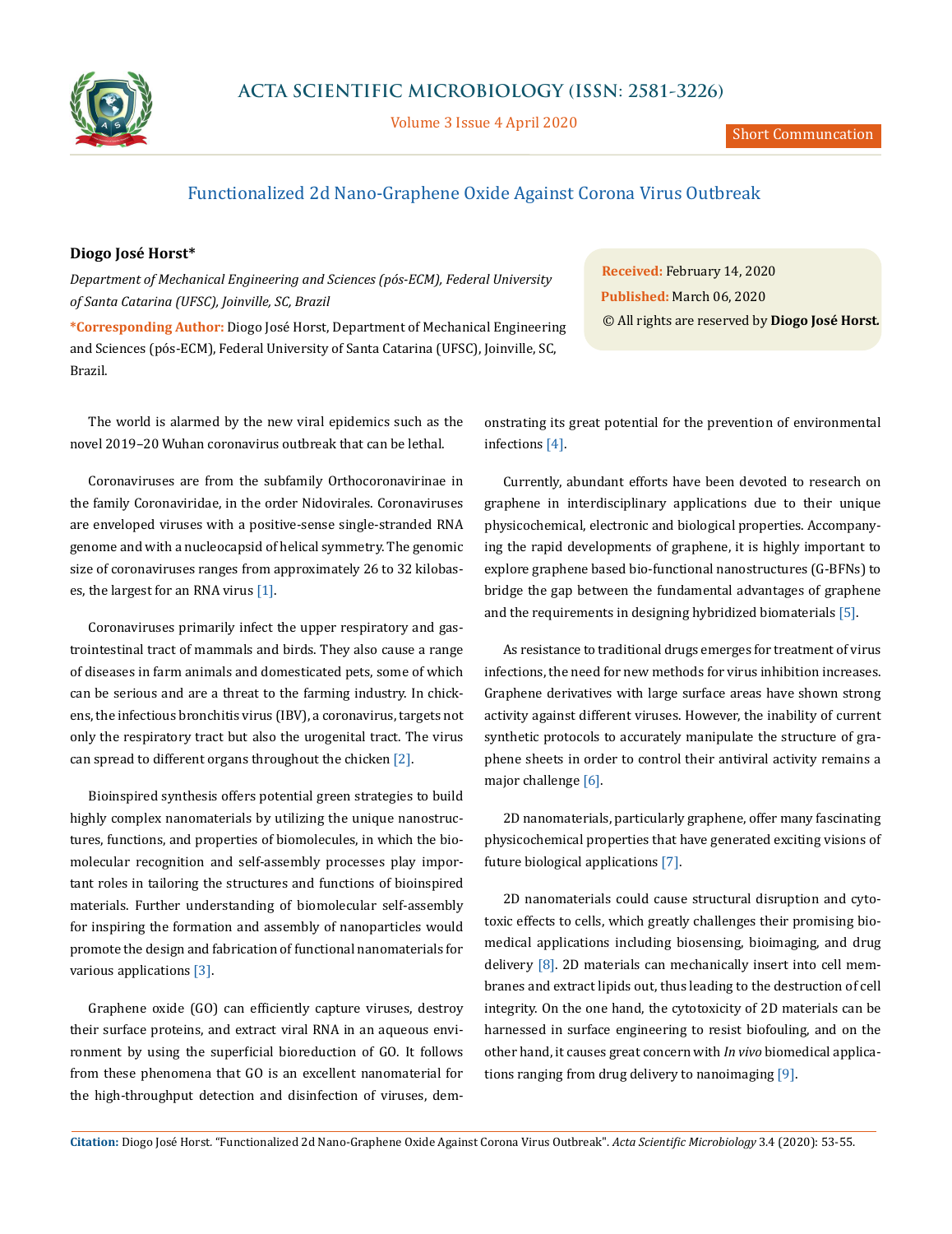Short Communcation

# Functionalized 2d Nano-Graphene Oxide Against Corona Virus Outbreak

**Diogo José Horst***

*Department of Mechanical Engineering and Sciences (pós-ECM), Federal University of Santa Catarina (UFSC), Joinville, SC, Brazil*

***Corresponding Author:** Diogo José Horst, Department of Mechanical Engineering and Sciences (pós-ECM), Federal University of Santa Catarina (UFSC), Joinville, SC, Brazil.

**Received:** February 14, 2020
**Published:** March 06, 2020
© All rights are reserved by **Diogo José Horst.**

The world is alarmed by the new viral epidemics such as the novel 2019–20 Wuhan coronavirus outbreak that can be lethal.

Coronaviruses are from the subfamily Orthocoronavirinae in the family Coronaviridae, in the order Nidovirales. Coronaviruses are enveloped viruses with a positive-sense single-stranded RNA genome and with a nucleocapsid of helical symmetry. The genomic size of coronaviruses ranges from approximately 26 to 32 kilobases, the largest for an RNA virus [1].

Coronaviruses primarily infect the upper respiratory and gastrointestinal tract of mammals and birds. They also cause a range of diseases in farm animals and domesticated pets, some of which can be serious and are a threat to the farming industry. In chickens, the infectious bronchitis virus (IBV), a coronavirus, targets not only the respiratory tract but also the urogenital tract. The virus can spread to different organs throughout the chicken [2].

Bioinspired synthesis offers potential green strategies to build highly complex nanomaterials by utilizing the unique nanostructures, functions, and properties of biomolecules, in which the biomolecular recognition and self-assembly processes play important roles in tailoring the structures and functions of bioinspired materials. Further understanding of biomolecular self-assembly for inspiring the formation and assembly of nanoparticles would promote the design and fabrication of functional nanomaterials for various applications [3].

Graphene oxide (GO) can efficiently capture viruses, destroy their surface proteins, and extract viral RNA in an aqueous environment by using the superficial bioreduction of GO. It follows from these phenomena that GO is an excellent nanomaterial for the high-throughput detection and disinfection of viruses, demonstrating its great potential for the prevention of environmental infections [4].

Currently, abundant efforts have been devoted to research on graphene in interdisciplinary applications due to their unique physicochemical, electronic and biological properties. Accompanying the rapid developments of graphene, it is highly important to explore graphene based bio-functional nanostructures (G-BFNs) to bridge the gap between the fundamental advantages of graphene and the requirements in designing hybridized biomaterials [5].

As resistance to traditional drugs emerges for treatment of virus infections, the need for new methods for virus inhibition increases. Graphene derivatives with large surface areas have shown strong activity against different viruses. However, the inability of current synthetic protocols to accurately manipulate the structure of graphene sheets in order to control their antiviral activity remains a major challenge [6].

2D nanomaterials, particularly graphene, offer many fascinating physicochemical properties that have generated exciting visions of future biological applications [7].

2D nanomaterials could cause structural disruption and cytotoxic effects to cells, which greatly challenges their promising biomedical applications including biosensing, bioimaging, and drug delivery [8]. 2D materials can mechanically insert into cell membranes and extract lipids out, thus leading to the destruction of cell integrity. On the one hand, the cytotoxicity of 2D materials can be harnessed in surface engineering to resist biofouling, and on the other hand, it causes great concern with *In vivo* biomedical applications ranging from drug delivery to nanoimaging [9].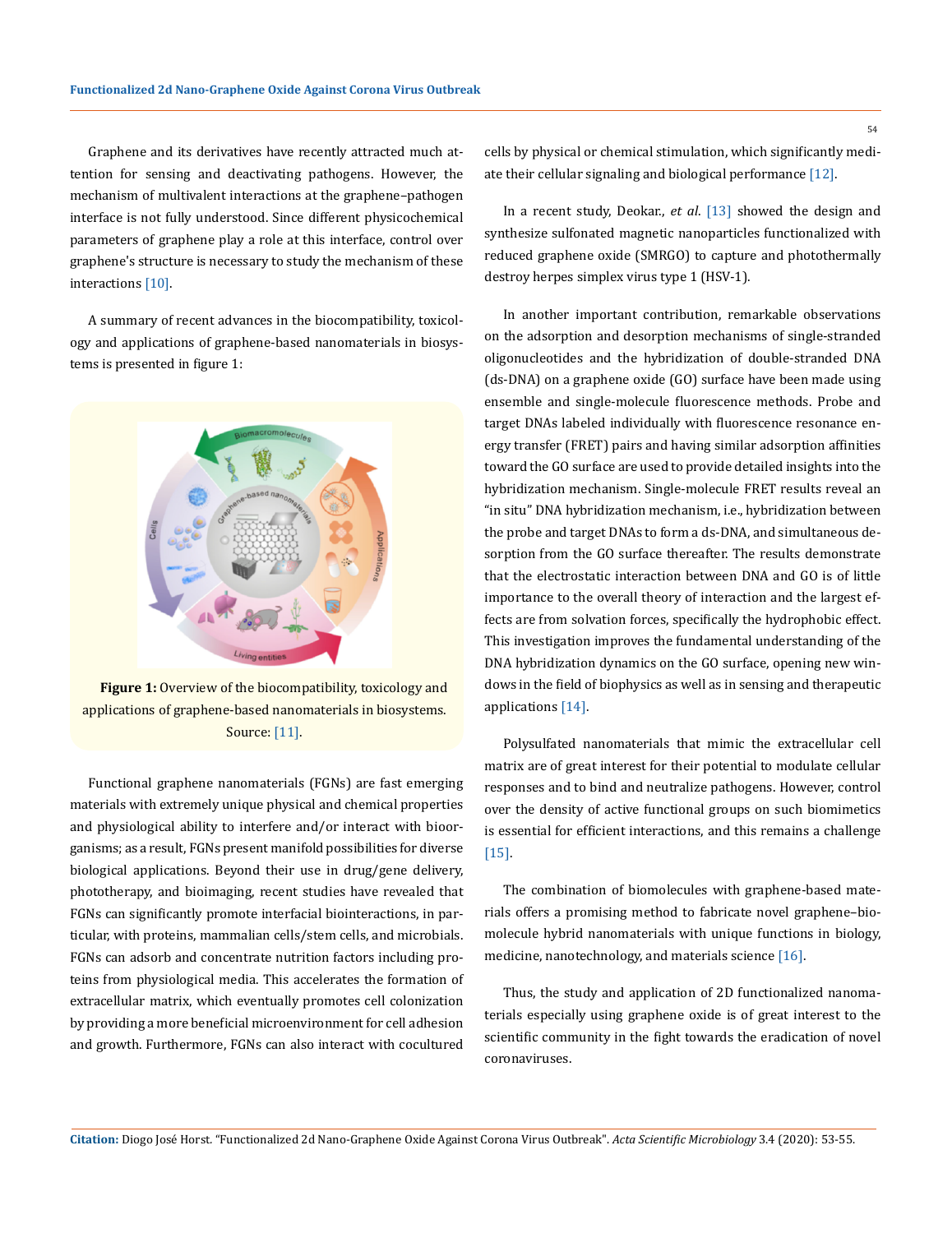Graphene and its derivatives have recently attracted much attention for sensing and deactivating pathogens. However, the mechanism of multivalent interactions at the graphene–pathogen interface is not fully understood. Since different physicochemical parameters of graphene play a role at this interface, control over graphene's structure is necessary to study the mechanism of these interactions [10].

A summary of recent advances in the biocompatibility, toxicology and applications of graphene-based nanomaterials in biosystems is presented in figure 1:

**Figure 1:** Overview of the biocompatibility, toxicology and applications of graphene-based nanomaterials in biosystems. Source: [11].

Functional graphene nanomaterials (FGNs) are fast emerging materials with extremely unique physical and chemical properties and physiological ability to interfere and/or interact with bioorganisms; as a result, FGNs present manifold possibilities for diverse biological applications. Beyond their use in drug/gene delivery, phototherapy, and bioimaging, recent studies have revealed that FGNs can significantly promote interfacial biointeractions, in particular, with proteins, mammalian cells/stem cells, and microbials. FGNs can adsorb and concentrate nutrition factors including proteins from physiological media. This accelerates the formation of extracellular matrix, which eventually promotes cell colonization by providing a more beneficial microenvironment for cell adhesion and growth. Furthermore, FGNs can also interact with cocultured cells by physical or chemical stimulation, which significantly mediate their cellular signaling and biological performance [12].

In a recent study, Deokar., *et al.* [13] showed the design and synthesize sulfonated magnetic nanoparticles functionalized with reduced graphene oxide (SMRGO) to capture and photothermally destroy herpes simplex virus type 1 (HSV-1).

In another important contribution, remarkable observations on the adsorption and desorption mechanisms of single-stranded oligonucleotides and the hybridization of double-stranded DNA (ds-DNA) on a graphene oxide (GO) surface have been made using ensemble and single-molecule fluorescence methods. Probe and target DNAs labeled individually with fluorescence resonance energy transfer (FRET) pairs and having similar adsorption affinities toward the GO surface are used to provide detailed insights into the hybridization mechanism. Single-molecule FRET results reveal an "in situ" DNA hybridization mechanism, i.e., hybridization between the probe and target DNAs to form a ds-DNA, and simultaneous desorption from the GO surface thereafter. The results demonstrate that the electrostatic interaction between DNA and GO is of little importance to the overall theory of interaction and the largest effects are from solvation forces, specifically the hydrophobic effect. This investigation improves the fundamental understanding of the DNA hybridization dynamics on the GO surface, opening new windows in the field of biophysics as well as in sensing and therapeutic applications [14].

Polysulfated nanomaterials that mimic the extracellular cell matrix are of great interest for their potential to modulate cellular responses and to bind and neutralize pathogens. However, control over the density of active functional groups on such biomimetics is essential for efficient interactions, and this remains a challenge [15].

The combination of biomolecules with graphene-based materials offers a promising method to fabricate novel graphene–biomolecule hybrid nanomaterials with unique functions in biology, medicine, nanotechnology, and materials science [16].

Thus, the study and application of 2D functionalized nanomaterials especially using graphene oxide is of great interest to the scientific community in the fight towards the eradication of novel coronaviruses.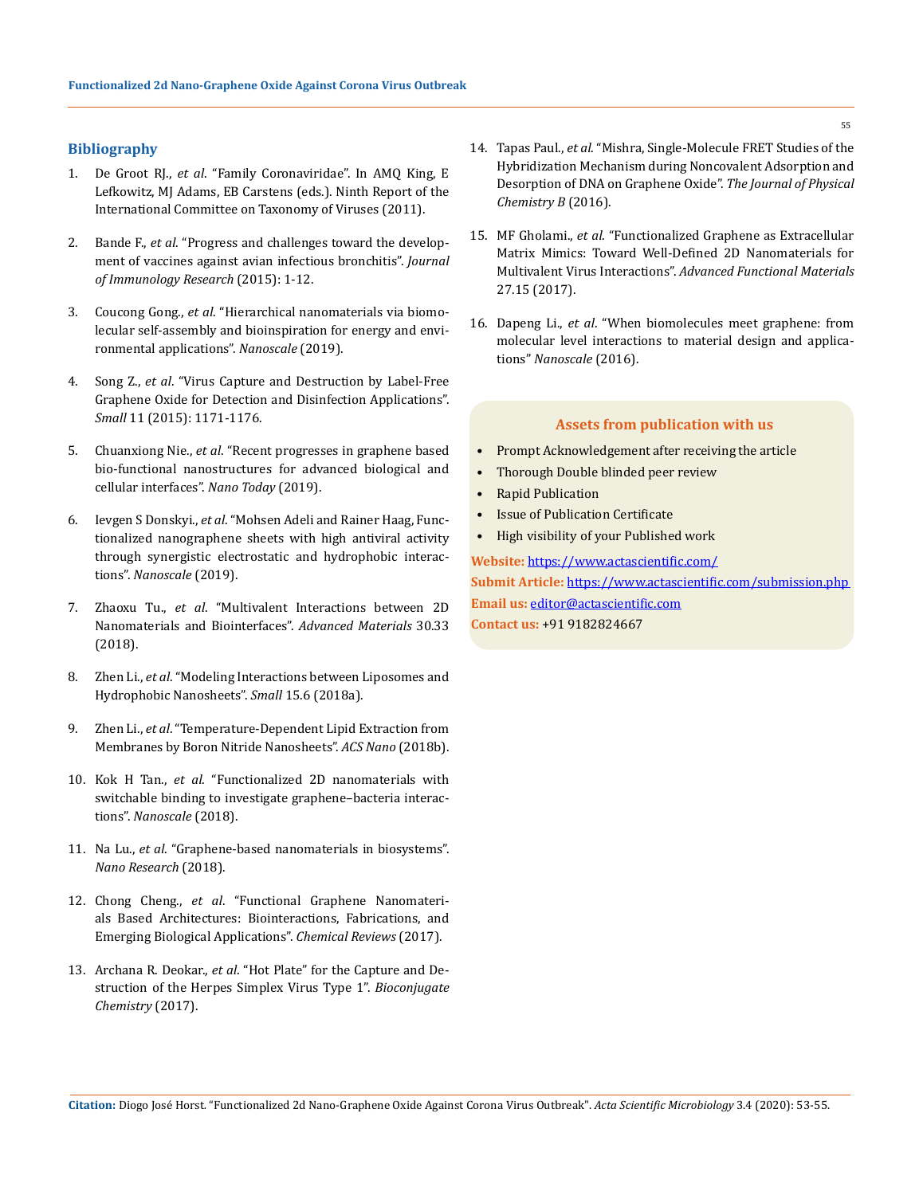## Bibliography

1. De Groot RJ., *et al*. "Family Coronaviridae". In AMQ King, E Lefkowitz, MJ Adams, EB Carstens (eds.). Ninth Report of the International Committee on Taxonomy of Viruses (2011).

2. Bande F., *et al*. "Progress and challenges toward the development of vaccines against avian infectious bronchitis". *Journal of Immunology Research* (2015): 1-12.

3. Coucong Gong., *et al*. "Hierarchical nanomaterials via biomolecular self-assembly and bioinspiration for energy and environmental applications". *Nanoscale* (2019).

4. Song Z., *et al*. "Virus Capture and Destruction by Label-Free Graphene Oxide for Detection and Disinfection Applications". *Small* 11 (2015): 1171-1176.

5. Chuanxiong Nie., *et al*. "Recent progresses in graphene based bio-functional nanostructures for advanced biological and cellular interfaces". *Nano Today* (2019).

6. Ievgen S Donskyi., *et al*. "Mohsen Adeli and Rainer Haag, Functionalized nanographene sheets with high antiviral activity through synergistic electrostatic and hydrophobic interactions". *Nanoscale* (2019).

7. Zhaoxu Tu., *et al*. "Multivalent Interactions between 2D Nanomaterials and Biointerfaces". *Advanced Materials* 30.33 (2018).

8. Zhen Li., *et al*. "Modeling Interactions between Liposomes and Hydrophobic Nanosheets". *Small* 15.6 (2018a).

9. Zhen Li., *et al*. "Temperature-Dependent Lipid Extraction from Membranes by Boron Nitride Nanosheets". *ACS Nano* (2018b).

10. Kok H Tan., *et al*. "Functionalized 2D nanomaterials with switchable binding to investigate graphene–bacteria interactions". *Nanoscale* (2018).

11. Na Lu., *et al*. "Graphene-based nanomaterials in biosystems". *Nano Research* (2018).

12. Chong Cheng., *et al*. "Functional Graphene Nanomaterials Based Architectures: Biointeractions, Fabrications, and Emerging Biological Applications". *Chemical Reviews* (2017).

13. Archana R. Deokar., *et al*. "Hot Plate" for the Capture and Destruction of the Herpes Simplex Virus Type 1". *Bioconjugate Chemistry* (2017).

14. Tapas Paul., *et al*. "Mishra, Single-Molecule FRET Studies of the Hybridization Mechanism during Noncovalent Adsorption and Desorption of DNA on Graphene Oxide". *The Journal of Physical Chemistry B* (2016).

15. MF Gholami., *et al*. "Functionalized Graphene as Extracellular Matrix Mimics: Toward Well-Defined 2D Nanomaterials for Multivalent Virus Interactions". *Advanced Functional Materials* 27.15 (2017).

16. Dapeng Li., *et al*. "When biomolecules meet graphene: from molecular level interactions to material design and applications" *Nanoscale* (2016).

**Assets from publication with us**

- Prompt Acknowledgement after receiving the article
- Thorough Double blinded peer review
- Rapid Publication
- Issue of Publication Certificate
- High visibility of your Published work

**Website:** https://www.actascientific.com/
**Submit Article:** https://www.actascientific.com/submission.php
**Email us:** editor@actascientific.com
**Contact us:** +91 9182824667

**Citation:** Diogo José Horst. "Functionalized 2d Nano-Graphene Oxide Against Corona Virus Outbreak". *Acta Scientific Microbiology* 3.4 (2020): 53-55.